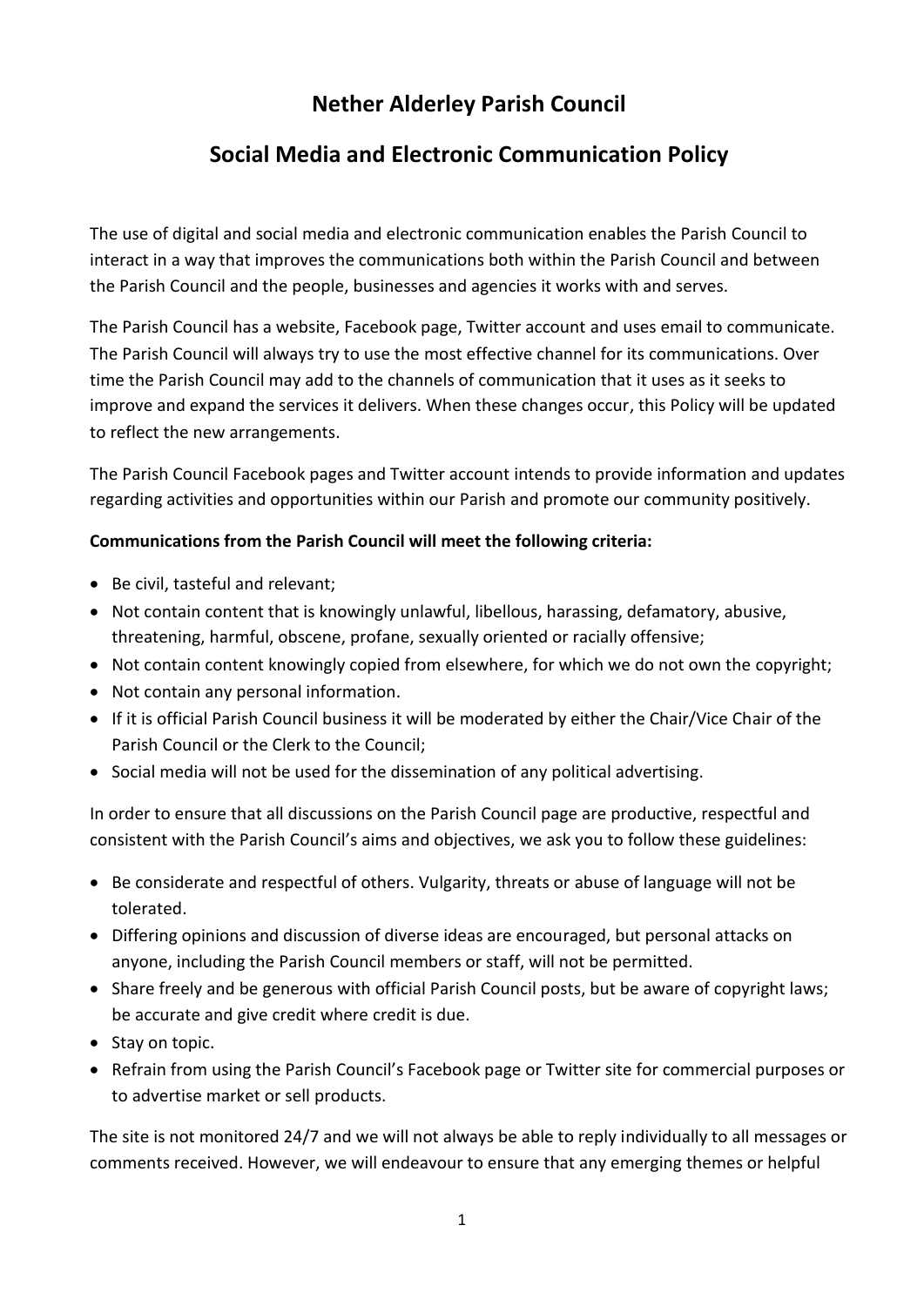# Nether Alderley Parish Council

## Social Media and Electronic Communication Policy

The use of digital and social media and electronic communication enables the Parish Council to interact in a way that improves the communications both within the Parish Council and between the Parish Council and the people, businesses and agencies it works with and serves.

The Parish Council has a website, Facebook page, Twitter account and uses email to communicate. The Parish Council will always try to use the most effective channel for its communications. Over time the Parish Council may add to the channels of communication that it uses as it seeks to improve and expand the services it delivers. When these changes occur, this Policy will be updated to reflect the new arrangements.

The Parish Council Facebook pages and Twitter account intends to provide information and updates regarding activities and opportunities within our Parish and promote our community positively.

**Communications from the Parish Council will meet the following criteria:**

- Be civil, tasteful and relevant;
- Not contain content that is knowingly unlawful, libellous, harassing, defamatory, abusive, threatening, harmful, obscene, profane, sexually oriented or racially offensive;
- Not contain content knowingly copied from elsewhere, for which we do not own the copyright;
- Not contain any personal information.
- If it is official Parish Council business it will be moderated by either the Chair/Vice Chair of the Parish Council or the Clerk to the Council;
- Social media will not be used for the dissemination of any political advertising.

In order to ensure that all discussions on the Parish Council page are productive, respectful and consistent with the Parish Council's aims and objectives, we ask you to follow these guidelines:

- Be considerate and respectful of others. Vulgarity, threats or abuse of language will not be tolerated.
- Differing opinions and discussion of diverse ideas are encouraged, but personal attacks on anyone, including the Parish Council members or staff, will not be permitted.
- Share freely and be generous with official Parish Council posts, but be aware of copyright laws; be accurate and give credit where credit is due.
- Stay on topic.
- Refrain from using the Parish Council's Facebook page or Twitter site for commercial purposes or to advertise market or sell products.

The site is not monitored 24/7 and we will not always be able to reply individually to all messages or comments received. However, we will endeavour to ensure that any emerging themes or helpful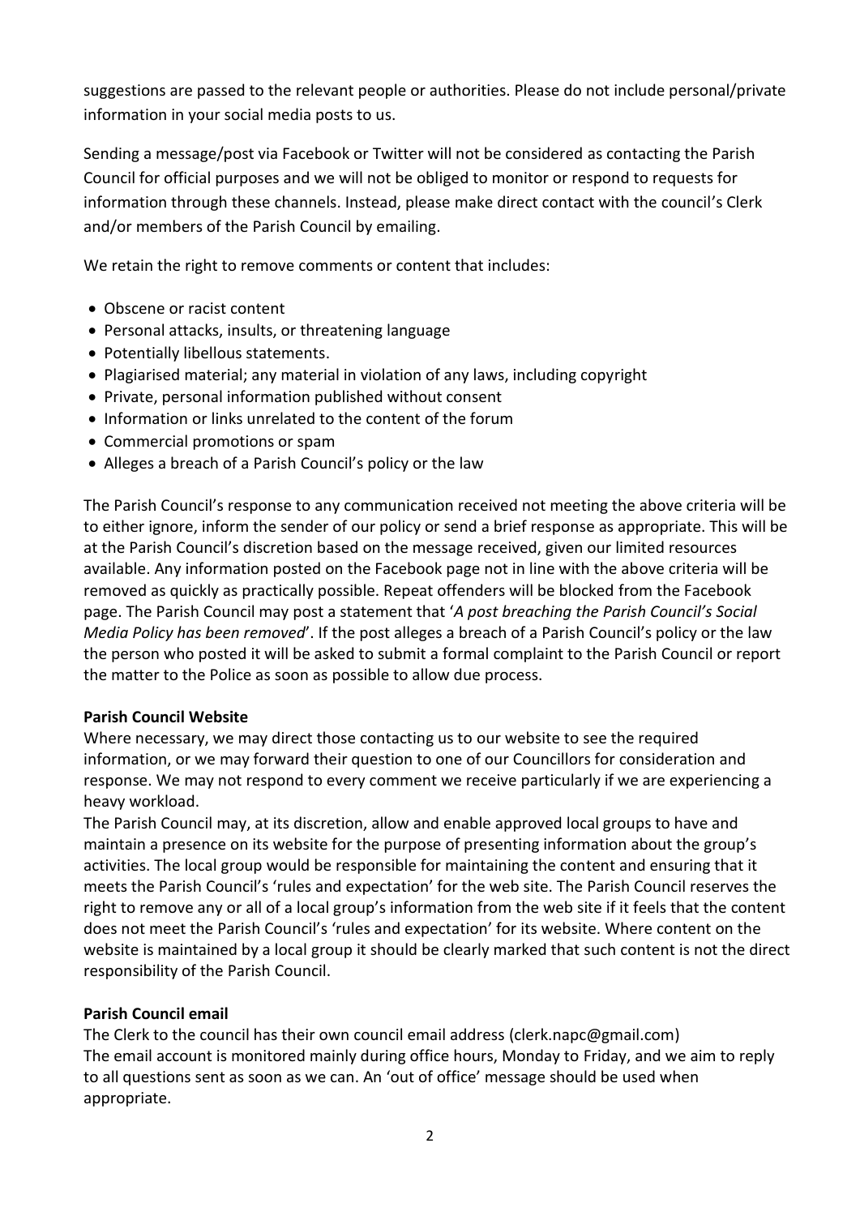suggestions are passed to the relevant people or authorities. Please do not include personal/private information in your social media posts to us.

Sending a message/post via Facebook or Twitter will not be considered as contacting the Parish Council for official purposes and we will not be obliged to monitor or respond to requests for information through these channels. Instead, please make direct contact with the council's Clerk and/or members of the Parish Council by emailing.

We retain the right to remove comments or content that includes:

- Obscene or racist content
- Personal attacks, insults, or threatening language
- Potentially libellous statements.
- Plagiarised material; any material in violation of any laws, including copyright
- Private, personal information published without consent
- Information or links unrelated to the content of the forum
- Commercial promotions or spam
- Alleges a breach of a Parish Council's policy or the law

The Parish Council's response to any communication received not meeting the above criteria will be to either ignore, inform the sender of our policy or send a brief response as appropriate. This will be at the Parish Council's discretion based on the message received, given our limited resources available. Any information posted on the Facebook page not in line with the above criteria will be removed as quickly as practically possible. Repeat offenders will be blocked from the Facebook page. The Parish Council may post a statement that '*A post breaching the Parish Council's Social Media Policy has been removed*'. If the post alleges a breach of a Parish Council's policy or the law the person who posted it will be asked to submit a formal complaint to the Parish Council or report the matter to the Police as soon as possible to allow due process.

**Parish Council Website**

Where necessary, we may direct those contacting us to our website to see the required information, or we may forward their question to one of our Councillors for consideration and response. We may not respond to every comment we receive particularly if we are experiencing a heavy workload.

The Parish Council may, at its discretion, allow and enable approved local groups to have and maintain a presence on its website for the purpose of presenting information about the group's activities. The local group would be responsible for maintaining the content and ensuring that it meets the Parish Council's 'rules and expectation' for the web site. The Parish Council reserves the right to remove any or all of a local group's information from the web site if it feels that the content does not meet the Parish Council's 'rules and expectation' for its website. Where content on the website is maintained by a local group it should be clearly marked that such content is not the direct responsibility of the Parish Council.

**Parish Council email**

The Clerk to the council has their own council email address (clerk.napc@gmail.com)
The email account is monitored mainly during office hours, Monday to Friday, and we aim to reply to all questions sent as soon as we can. An 'out of office' message should be used when appropriate.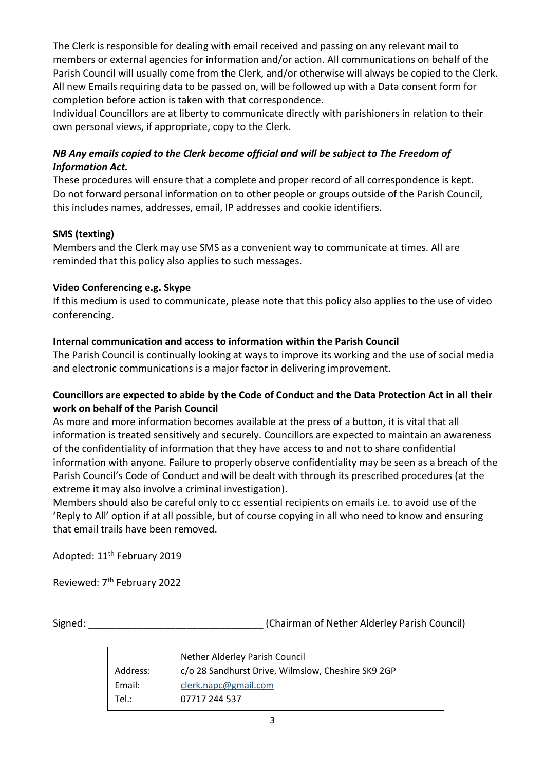The Clerk is responsible for dealing with email received and passing on any relevant mail to members or external agencies for information and/or action. All communications on behalf of the Parish Council will usually come from the Clerk, and/or otherwise will always be copied to the Clerk. All new Emails requiring data to be passed on, will be followed up with a Data consent form for completion before action is taken with that correspondence.
Individual Councillors are at liberty to communicate directly with parishioners in relation to their own personal views, if appropriate, copy to the Clerk.

***NB Any emails copied to the Clerk become official and will be subject to The Freedom of Information Act.***
These procedures will ensure that a complete and proper record of all correspondence is kept.
Do not forward personal information on to other people or groups outside of the Parish Council, this includes names, addresses, email, IP addresses and cookie identifiers.

**SMS (texting)**
Members and the Clerk may use SMS as a convenient way to communicate at times. All are reminded that this policy also applies to such messages.

**Video Conferencing e.g. Skype**
If this medium is used to communicate, please note that this policy also applies to the use of video conferencing.

**Internal communication and access to information within the Parish Council**
The Parish Council is continually looking at ways to improve its working and the use of social media and electronic communications is a major factor in delivering improvement.

**Councillors are expected to abide by the Code of Conduct and the Data Protection Act in all their work on behalf of the Parish Council**
As more and more information becomes available at the press of a button, it is vital that all information is treated sensitively and securely. Councillors are expected to maintain an awareness of the confidentiality of information that they have access to and not to share confidential information with anyone. Failure to properly observe confidentiality may be seen as a breach of the Parish Council's Code of Conduct and will be dealt with through its prescribed procedures (at the extreme it may also involve a criminal investigation).
Members should also be careful only to cc essential recipients on emails i.e. to avoid use of the 'Reply to All' option if at all possible, but of course copying in all who need to know and ensuring that email trails have been removed.

Adopted: 11th February 2019

Reviewed: 7th February 2022

Signed: \_\_\_\_\_\_\_\_\_\_\_\_\_\_\_\_\_\_\_\_\_\_\_\_\_\_\_\_\_\_\_\_ (Chairman of Nether Alderley Parish Council)

| | |
|---|---|
| | Nether Alderley Parish Council |
| Address: | c/o 28 Sandhurst Drive, Wilmslow, Cheshire SK9 2GP |
| Email: | clerk.napc@gmail.com |
| Tel.: | 07717 244 537 |